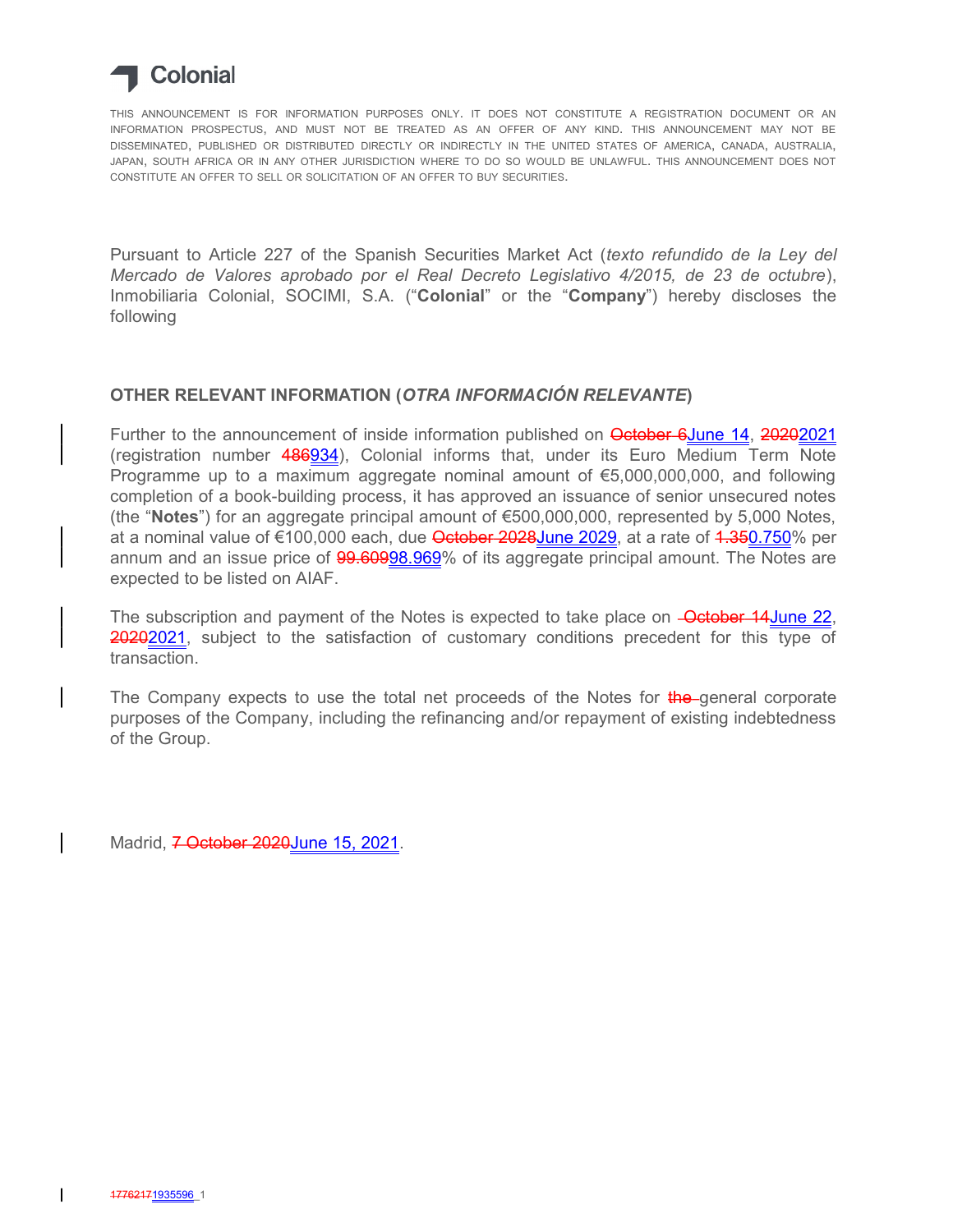Colonial

THIS ANNOUNCEMENT IS FOR INFORMATION PURPOSES ONLY. IT DOES NOT CONSTITUTE A REGISTRATION DOCUMENT OR AN INFORMATION PROSPECTUS, AND MUST NOT BE TREATED AS AN OFFER OF ANY KIND. THIS ANNOUNCEMENT MAY NOT BE DISSEMINATED, PUBLISHED OR DISTRIBUTED DIRECTLY OR INDIRECTLY IN THE UNITED STATES OF AMERICA, CANADA, AUSTRALIA, JAPAN, SOUTH AFRICA OR IN ANY OTHER JURISDICTION WHERE TO DO SO WOULD BE UNLAWFUL. THIS ANNOUNCEMENT DOES NOT CONSTITUTE AN OFFER TO SELL OR SOLICITATION OF AN OFFER TO BUY SECURITIES.

Pursuant to Article 227 of the Spanish Securities Market Act (*texto refundido de la Ley del Mercado de Valores aprobado por el Real Decreto Legislativo 4/2015, de 23 de octubre*), Inmobiliaria Colonial, SOCIMI, S.A. ("**Colonial**" or the "**Company**") hereby discloses the following

## OTHER RELEVANT INFORMATION (*OTRA INFORMACIÓN RELEVANTE*)

Further to the announcement of inside information published on ~~October 6~~June 14, ~~2020~~2021 (registration number ~~486~~934), Colonial informs that, under its Euro Medium Term Note Programme up to a maximum aggregate nominal amount of €5,000,000,000, and following completion of a book-building process, it has approved an issuance of senior unsecured notes (the "**Notes**") for an aggregate principal amount of €500,000,000, represented by 5,000 Notes, at a nominal value of €100,000 each, due ~~October 2028~~June 2029, at a rate of ~~1.350~~0.750% per annum and an issue price of ~~99.609~~98.969% of its aggregate principal amount. The Notes are expected to be listed on AIAF.

The subscription and payment of the Notes is expected to take place on ~~October 14~~June 22, ~~2020~~2021, subject to the satisfaction of customary conditions precedent for this type of transaction.

The Company expects to use the total net proceeds of the Notes for ~~the~~ general corporate purposes of the Company, including the refinancing and/or repayment of existing indebtedness of the Group.

Madrid, ~~7 October 2020~~June 15, 2021.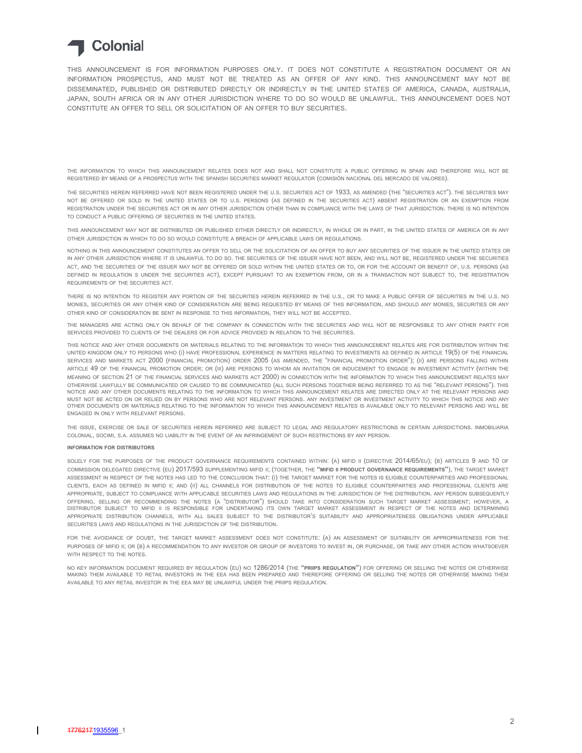Colonial

THIS ANNOUNCEMENT IS FOR INFORMATION PURPOSES ONLY. IT DOES NOT CONSTITUTE A REGISTRATION DOCUMENT OR AN INFORMATION PROSPECTUS, AND MUST NOT BE TREATED AS AN OFFER OF ANY KIND. THIS ANNOUNCEMENT MAY NOT BE DISSEMINATED, PUBLISHED OR DISTRIBUTED DIRECTLY OR INDIRECTLY IN THE UNITED STATES OF AMERICA, CANADA, AUSTRALIA, JAPAN, SOUTH AFRICA OR IN ANY OTHER JURISDICTION WHERE TO DO SO WOULD BE UNLAWFUL. THIS ANNOUNCEMENT DOES NOT CONSTITUTE AN OFFER TO SELL OR SOLICITATION OF AN OFFER TO BUY SECURITIES.

THE INFORMATION TO WHICH THIS ANNOUNCEMENT RELATES DOES NOT AND SHALL NOT CONSTITUTE A PUBLIC OFFERING IN SPAIN AND THEREFORE WILL NOT BE REGISTERED BY MEANS OF A PROSPECTUS WITH THE SPANISH SECURITIES MARKET REGULATOR (COMISIÓN NACIONAL DEL MERCADO DE VALORES).

THE SECURITIES HEREIN REFERRED HAVE NOT BEEN REGISTERED UNDER THE U.S. SECURITIES ACT OF 1933, AS AMENDED (THE "SECURITIES ACT"). THE SECURITIES MAY NOT BE OFFERED OR SOLD IN THE UNITED STATES OR TO U.S. PERSONS (AS DEFINED IN THE SECURITIES ACT) ABSENT REGISTRATION OR AN EXEMPTION FROM REGISTRATION UNDER THE SECURITIES ACT OR IN ANY OTHER JURISDICTION OTHER THAN IN COMPLIANCE WITH THE LAWS OF THAT JURISDICTION. THERE IS NO INTENTION TO CONDUCT A PUBLIC OFFERING OF SECURITIES IN THE UNITED STATES.

THIS ANNOUNCEMENT MAY NOT BE DISTRIBUTED OR PUBLISHED EITHER DIRECTLY OR INDIRECTLY, IN WHOLE OR IN PART, IN THE UNITED STATES OF AMERICA OR IN ANY OTHER JURISDICTION IN WHICH TO DO SO WOULD CONSTITUTE A BREACH OF APPLICABLE LAWS OR REGULATIONS.

NOTHING IN THIS ANNOUNCEMENT CONSTITUTES AN OFFER TO SELL OR THE SOLICITATION OF AN OFFER TO BUY ANY SECURITIES OF THE ISSUER IN THE UNITED STATES OR IN ANY OTHER JURISDICTION WHERE IT IS UNLAWFUL TO DO SO. THE SECURITIES OF THE ISSUER HAVE NOT BEEN, AND WILL NOT BE, REGISTERED UNDER THE SECURITIES ACT, AND THE SECURITIES OF THE ISSUER MAY NOT BE OFFERED OR SOLD WITHIN THE UNITED STATES OR TO, OR FOR THE ACCOUNT OR BENEFIT OF, U.S. PERSONS (AS DEFINED IN REGULATION S UNDER THE SECURITIES ACT), EXCEPT PURSUANT TO AN EXEMPTION FROM, OR IN A TRANSACTION NOT SUBJECT TO, THE REGISTRATION REQUIREMENTS OF THE SECURITIES ACT.

THERE IS NO INTENTION TO REGISTER ANY PORTION OF THE SECURITIES HEREIN REFERRED IN THE U.S., OR TO MAKE A PUBLIC OFFER OF SECURITIES IN THE U.S. NO MONIES, SECURITIES OR ANY OTHER KIND OF CONSIDERATION ARE BEING REQUESTED BY MEANS OF THIS INFORMATION, AND SHOULD ANY MONIES, SECURITIES OR ANY OTHER KIND OF CONSIDERATION BE SENT IN RESPONSE TO THIS INFORMATION, THEY WILL NOT BE ACCEPTED.

THE MANAGERS ARE ACTING ONLY ON BEHALF OF THE COMPANY IN CONNECTION WITH THE SECURITIES AND WILL NOT BE RESPONSIBLE TO ANY OTHER PARTY FOR SERVICES PROVIDED TO CLIENTS OF THE DEALERS OR FOR ADVICE PROVIDED IN RELATION TO THE SECURITIES.

THIS NOTICE AND ANY OTHER DOCUMENTS OR MATERIALS RELATING TO THE INFORMATION TO WHICH THIS ANNOUNCEMENT RELATES ARE FOR DISTRIBUTION WITHIN THE UNITED KINGDOM ONLY TO PERSONS WHO (I) HAVE PROFESSIONAL EXPERIENCE IN MATTERS RELATING TO INVESTMENTS AS DEFINED IN ARTICLE 19(5) OF THE FINANCIAL SERVICES AND MARKETS ACT 2000 (FINANCIAL PROMOTION) ORDER 2005 (AS AMENDED, THE "FINANCIAL PROMOTION ORDER"); (II) ARE PERSONS FALLING WITHIN ARTICLE 49 OF THE FINANCIAL PROMOTION ORDER; OR (III) ARE PERSONS TO WHOM AN INVITATION OR INDUCEMENT TO ENGAGE IN INVESTMENT ACTIVITY (WITHIN THE MEANING OF SECTION 21 OF THE FINANCIAL SERVICES AND MARKETS ACT 2000) IN CONNECTION WITH THE INFORMATION TO WHICH THIS ANNOUNCEMENT RELATES MAY OTHERWISE LAWFULLY BE COMMUNICATED OR CAUSED TO BE COMMUNICATED (ALL SUCH PERSONS TOGETHER BEING REFERRED TO AS THE "RELEVANT PERSONS"). THIS NOTICE AND ANY OTHER DOCUMENTS RELATING TO THE INFORMATION TO WHICH THIS ANNOUNCEMENT RELATES ARE DIRECTED ONLY AT THE RELEVANT PERSONS AND MUST NOT BE ACTED ON OR RELIED ON BY PERSONS WHO ARE NOT RELEVANT PERSONS. ANY INVESTMENT OR INVESTMENT ACTIVITY TO WHICH THIS NOTICE AND ANY OTHER DOCUMENTS OR MATERIALS RELATING TO THE INFORMATION TO WHICH THIS ANNOUNCEMENT RELATES IS AVAILABLE ONLY TO RELEVANT PERSONS AND WILL BE ENGAGED IN ONLY WITH RELEVANT PERSONS.

THE ISSUE, EXERCISE OR SALE OF SECURITIES HEREIN REFERRED ARE SUBJECT TO LEGAL AND REGULATORY RESTRICTIONS IN CERTAIN JURISDICTIONS. INMOBILIARIA COLONIAL, SOCIMI, S.A. ASSUMES NO LIABILITY IN THE EVENT OF AN INFRINGEMENT OF SUCH RESTRICTIONS BY ANY PERSON.

**INFORMATION FOR DISTRIBUTORS**

SOLELY FOR THE PURPOSES OF THE PRODUCT GOVERNANCE REQUIREMENTS CONTAINED WITHIN: (A) MIFID II (DIRECTIVE 2014/65/EU); (B) ARTICLES 9 AND 10 OF COMMISSION DELEGATED DIRECTIVE (EU) 2017/593 SUPPLEMENTING MIFID II; (TOGETHER, THE "**MIFID II PRODUCT GOVERNANCE REQUIREMENTS**"), THE TARGET MARKET ASSESSMENT IN RESPECT OF THE NOTES HAS LED TO THE CONCLUSION THAT: (I) THE TARGET MARKET FOR THE NOTES IS ELIGIBLE COUNTERPARTIES AND PROFESSIONAL CLIENTS, EACH AS DEFINED IN MIFID II; AND (II) ALL CHANNELS FOR DISTRIBUTION OF THE NOTES TO ELIGIBLE COUNTERPARTIES AND PROFESSIONAL CLIENTS ARE APPROPRIATE, SUBJECT TO COMPLIANCE WITH APPLICABLE SECURITIES LAWS AND REGULATIONS IN THE JURISDICTION OF THE DISTRIBUTION. ANY PERSON SUBSEQUENTLY OFFERING, SELLING OR RECOMMENDING THE NOTES (A "DISTRIBUTOR") SHOULD TAKE INTO CONSIDERATION SUCH TARGET MARKET ASSESSMENT; HOWEVER, A DISTRIBUTOR SUBJECT TO MIFID II IS RESPONSIBLE FOR UNDERTAKING ITS OWN TARGET MARKET ASSESSMENT IN RESPECT OF THE NOTES AND DETERMINING APPROPRIATE DISTRIBUTION CHANNELS, WITH ALL SALES SUBJECT TO THE DISTRIBUTOR'S SUITABILITY AND APPROPRIATENESS OBLIGATIONS UNDER APPLICABLE SECURITIES LAWS AND REGULATIONS IN THE JURISDICTION OF THE DISTRIBUTION.

FOR THE AVOIDANCE OF DOUBT, THE TARGET MARKET ASSESSMENT DOES NOT CONSTITUTE: (A) AN ASSESSMENT OF SUITABILITY OR APPROPRIATENESS FOR THE PURPOSES OF MIFID II; OR (B) A RECOMMENDATION TO ANY INVESTOR OR GROUP OF INVESTORS TO INVEST IN, OR PURCHASE, OR TAKE ANY OTHER ACTION WHATSOEVER WITH RESPECT TO THE NOTES.

NO KEY INFORMATION DOCUMENT REQUIRED BY REGULATION (EU) NO 1286/2014 (THE "**PRIIPS REGULATION**") FOR OFFERING OR SELLING THE NOTES OR OTHERWISE MAKING THEM AVAILABLE TO RETAIL INVESTORS IN THE EEA HAS BEEN PREPARED AND THEREFORE OFFERING OR SELLING THE NOTES OR OTHERWISE MAKING THEM AVAILABLE TO ANY RETAIL INVESTOR IN THE EEA MAY BE UNLAWFUL UNDER THE PRIIPS REGULATION.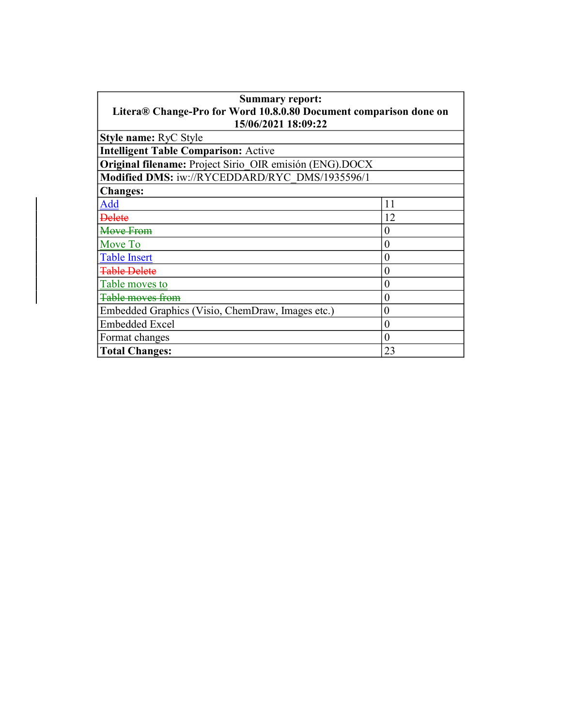| Summary report: Litera® Change-Pro for Word 10.8.0.80 Document comparison done on 15/06/2021 18:09:22 | |
|---|---|
| **Style name:** RyC Style | |
| **Intelligent Table Comparison:** Active | |
| **Original filename:** Project Sirio_OIR emisión (ENG).DOCX | |
| **Modified DMS:** iw://RYCEDDARD/RYC_DMS/1935596/1 | |
| **Changes:** | |
| Add | 11 |
| Delete | 12 |
| Move From | 0 |
| Move To | 0 |
| Table Insert | 0 |
| Table Delete | 0 |
| Table moves to | 0 |
| Table moves from | 0 |
| Embedded Graphics (Visio, ChemDraw, Images etc.) | 0 |
| Embedded Excel | 0 |
| Format changes | 0 |
| **Total Changes:** | 23 |